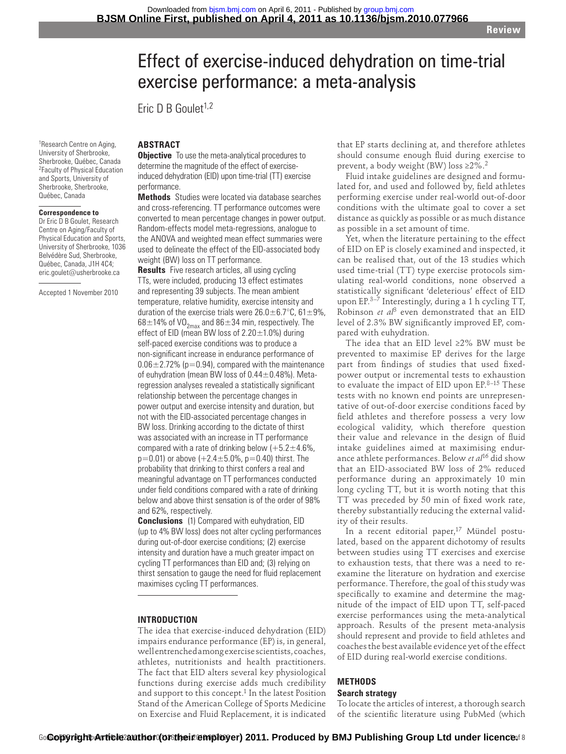# Effect of exercise-induced dehydration on time-trial exercise performance: a meta-analysis

Eric D B Goulet[1,2]

[1]Research Centre on Aging, University of Sherbrooke, Sherbrooke, Québec, Canada
[2]Faculty of Physical Education and Sports, University of Sherbrooke, Sherbrooke, Québec, Canada

**Correspondence to**
Dr Eric D B Goulet, Research Centre on Aging/Faculty of Physical Education and Sports, University of Sherbrooke, 1036 Belvédère Sud, Sherbrooke, Québec, Canada, J1H 4C4; eric.goulet@usherbrooke.ca

Accepted 1 November 2010

## ABSTRACT

**Objective** To use the meta-analytical procedures to determine the magnitude of the effect of exercise-induced dehydration (EID) upon time-trial (TT) exercise performance.

**Methods** Studies were located via database searches and cross-referencing. TT performance outcomes were converted to mean percentage changes in power output. Random-effects model meta-regressions, analogue to the ANOVA and weighted mean effect summaries were used to delineate the effect of the EID-associated body weight (BW) loss on TT performance.

**Results** Five research articles, all using cycling TTs, were included, producing 13 effect estimates and representing 39 subjects. The mean ambient temperature, relative humidity, exercise intensity and duration of the exercise trials were 26.0±6.7°C, 61±9%, 68±14% of $VO_{2max}$ and 86±34 min, respectively. The effect of EID (mean BW loss of 2.20±1.0%) during self-paced exercise conditions was to produce a non-significant increase in endurance performance of 0.06±2.72% (p=0.94), compared with the maintenance of euhydration (mean BW loss of 0.44±0.48%). Meta-regression analyses revealed a statistically significant relationship between the percentage changes in power output and exercise intensity and duration, but not with the EID-associated percentage changes in BW loss. Drinking according to the dictate of thirst was associated with an increase in TT performance compared with a rate of drinking below (+5.2±4.6%, p=0.01) or above (+2.4±5.0%, p=0.40) thirst. The probability that drinking to thirst confers a real and meaningful advantage on TT performances conducted under field conditions compared with a rate of drinking below and above thirst sensation is of the order of 98% and 62%, respectively.

**Conclusions** (1) Compared with euhydration, EID (up to 4% BW loss) does not alter cycling performances during out-of-door exercise conditions; (2) exercise intensity and duration have a much greater impact on cycling TT performances than EID and; (3) relying on thirst sensation to gauge the need for fluid replacement maximises cycling TT performances.

## INTRODUCTION

The idea that exercise-induced dehydration (EID) impairs endurance performance (EP) is, in general, well entrenched among exercise scientists, coaches, athletes, nutritionists and health practitioners. The fact that EID alters several key physiological functions during exercise adds much credibility and support to this concept.[1] In the latest Position Stand of the American College of Sports Medicine on Exercise and Fluid Replacement, it is indicated that EP starts declining at, and therefore athletes should consume enough fluid during exercise to prevent, a body weight (BW) loss ≥2%.[2]

Fluid intake guidelines are designed and formulated for, and used and followed by, field athletes performing exercise under real-world out-of-door conditions with the ultimate goal to cover a set distance as quickly as possible or as much distance as possible in a set amount of time.

Yet, when the literature pertaining to the effect of EID on EP is closely examined and inspected, it can be realised that, out of the 13 studies which used time-trial (TT) type exercise protocols simulating real-world conditions, none observed a statistically significant 'deleterious' effect of EID upon EP.[3–7] Interestingly, during a 1 h cycling TT, Robinson *et al*[3] even demonstrated that an EID level of 2.3% BW significantly improved EP, compared with euhydration.

The idea that an EID level ≥2% BW must be prevented to maximise EP derives for the large part from findings of studies that used fixed-power output or incremental tests to exhaustion to evaluate the impact of EID upon EP.[8–15] These tests with no known end points are unrepresentative of out-of-door exercise conditions faced by field athletes and therefore possess a very low ecological validity, which therefore question their value and relevance in the design of fluid intake guidelines aimed at maximising endurance athlete performances. Below *et al*[16] did show that an EID-associated BW loss of 2% reduced performance during an approximately 10 min long cycling TT, but it is worth noting that this TT was preceded by 50 min of fixed work rate, thereby substantially reducing the external validity of their results.

In a recent editorial paper,[17] Mündel postulated, based on the apparent dichotomy of results between studies using TT exercises and exercise to exhaustion tests, that there was a need to re-examine the literature on hydration and exercise performance. Therefore, the goal of this study was specifically to examine and determine the magnitude of the impact of EID upon TT, self-paced exercise performances using the meta-analytical approach. Results of the present meta-analysis should represent and provide to field athletes and coaches the best available evidence yet of the effect of EID during real-world exercise conditions.

## METHODS

### Search strategy

To locate the articles of interest, a thorough search of the scientific literature using PubMed (which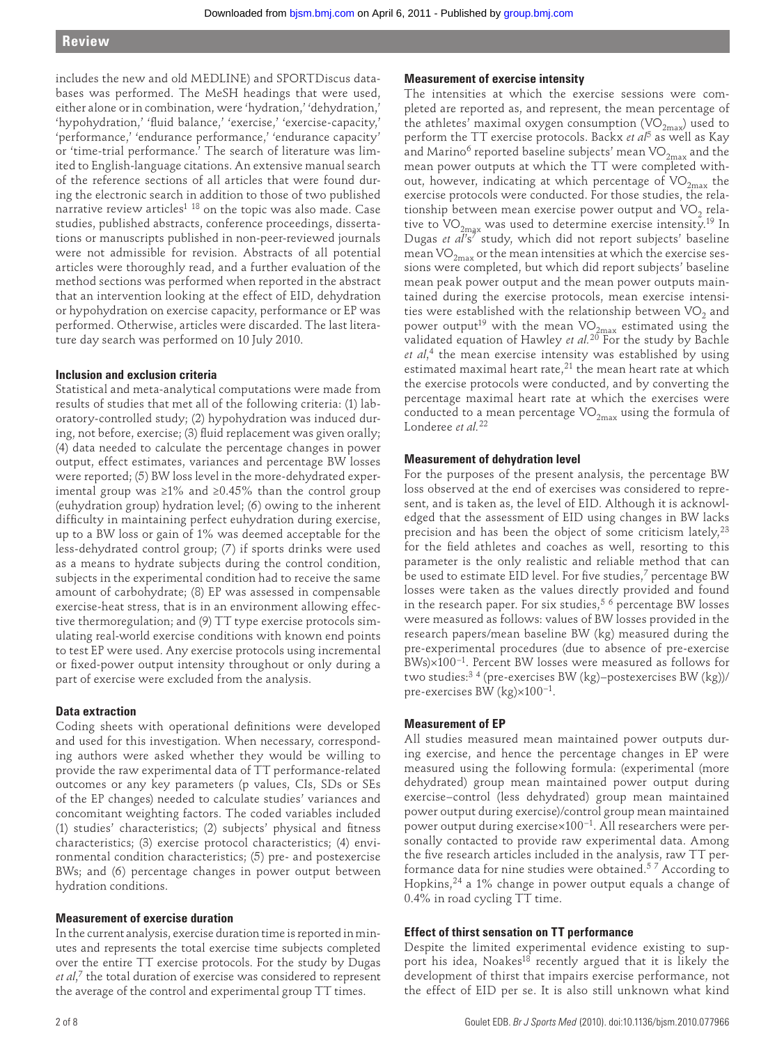includes the new and old MEDLINE) and SPORTDiscus databases was performed. The MeSH headings that were used, either alone or in combination, were 'hydration,' 'dehydration,' 'hypohydration,' 'fluid balance,' 'exercise,' 'exercise-capacity,' 'performance,' 'endurance performance,' 'endurance capacity' or 'time-trial performance.' The search of literature was limited to English-language citations. An extensive manual search of the reference sections of all articles that were found during the electronic search in addition to those of two published narrative review articles[1 18] on the topic was also made. Case studies, published abstracts, conference proceedings, dissertations or manuscripts published in non-peer-reviewed journals were not admissible for revision. Abstracts of all potential articles were thoroughly read, and a further evaluation of the method sections was performed when reported in the abstract that an intervention looking at the effect of EID, dehydration or hypohydration on exercise capacity, performance or EP was performed. Otherwise, articles were discarded. The last literature day search was performed on 10 July 2010.

### Inclusion and exclusion criteria

Statistical and meta-analytical computations were made from results of studies that met all of the following criteria: (1) laboratory-controlled study; (2) hypohydration was induced during, not before, exercise; (3) fluid replacement was given orally; (4) data needed to calculate the percentage changes in power output, effect estimates, variances and percentage BW losses were reported; (5) BW loss level in the more-dehydrated experimental group was ≥1% and ≥0.45% than the control group (euhydration group) hydration level; (6) owing to the inherent difficulty in maintaining perfect euhydration during exercise, up to a BW loss or gain of 1% was deemed acceptable for the less-dehydrated control group; (7) if sports drinks were used as a means to hydrate subjects during the control condition, subjects in the experimental condition had to receive the same amount of carbohydrate; (8) EP was assessed in compensable exercise-heat stress, that is in an environment allowing effective thermoregulation; and (9) TT type exercise protocols simulating real-world exercise conditions with known end points to test EP were used. Any exercise protocols using incremental or fixed-power output intensity throughout or only during a part of exercise were excluded from the analysis.

### Data extraction

Coding sheets with operational definitions were developed and used for this investigation. When necessary, corresponding authors were asked whether they would be willing to provide the raw experimental data of TT performance-related outcomes or any key parameters (p values, CIs, SDs or SEs of the EP changes) needed to calculate studies' variances and concomitant weighting factors. The coded variables included (1) studies' characteristics; (2) subjects' physical and fitness characteristics; (3) exercise protocol characteristics; (4) environmental condition characteristics; (5) pre- and postexercise BWs; and (6) percentage changes in power output between hydration conditions.

### Measurement of exercise duration

In the current analysis, exercise duration time is reported in minutes and represents the total exercise time subjects completed over the entire TT exercise protocols. For the study by Dugas *et al*,[7] the total duration of exercise was considered to represent the average of the control and experimental group TT times.

### Measurement of exercise intensity

The intensities at which the exercise sessions were completed are reported as, and represent, the mean percentage of the athletes' maximal oxygen consumption ($VO_{2max}$) used to perform the TT exercise protocols. Backx *et al*[5] as well as Kay and Marino[6] reported baseline subjects' mean $VO_{2max}$ and the mean power outputs at which the TT were completed without, however, indicating at which percentage of $VO_{2max}$ the exercise protocols were conducted. For those studies, the relationship between mean exercise power output and $VO_2$ relative to $VO_{2max}$ was used to determine exercise intensity.[19] In Dugas *et al*'s[7] study, which did not report subjects' baseline mean $VO_{2max}$ or the mean intensities at which the exercise sessions were completed, but which did report subjects' baseline mean peak power output and the mean power outputs maintained during the exercise protocols, mean exercise intensities were established with the relationship between $VO_2$ and power output[19] with the mean $VO_{2max}$ estimated using the validated equation of Hawley *et al*.[20] For the study by Bachle *et al*,[4] the mean exercise intensity was established by using estimated maximal heart rate,[21] the mean heart rate at which the exercise protocols were conducted, and by converting the percentage maximal heart rate at which the exercises were conducted to a mean percentage $VO_{2max}$ using the formula of Londeree *et al*.[22]

### Measurement of dehydration level

For the purposes of the present analysis, the percentage BW loss observed at the end of exercises was considered to represent, and is taken as, the level of EID. Although it is acknowledged that the assessment of EID using changes in BW lacks precision and has been the object of some criticism lately,[23] for the field athletes and coaches as well, resorting to this parameter is the only realistic and reliable method that can be used to estimate EID level. For five studies,[7] percentage BW losses were taken as the values directly provided and found in the research paper. For six studies,[5 6] percentage BW losses were measured as follows: values of BW losses provided in the research papers/mean baseline BW (kg) measured during the pre-experimental procedures (due to absence of pre-exercise BWs)$\times 100^{-1}$. Percent BW losses were measured as follows for two studies:[3 4] (pre-exercises BW (kg)–postexercises BW (kg))/pre-exercises BW (kg)$\times 100^{-1}$.

### Measurement of EP

All studies measured mean maintained power outputs during exercise, and hence the percentage changes in EP were measured using the following formula: (experimental (more dehydrated) group mean maintained power output during exercise–control (less dehydrated) group mean maintained power output during exercise)/control group mean maintained power output during exercise$\times 100^{-1}$. All researchers were personally contacted to provide raw experimental data. Among the five research articles included in the analysis, raw TT performance data for nine studies were obtained.[5 7] According to Hopkins,[24] a 1% change in power output equals a change of 0.4% in road cycling TT time.

### Effect of thirst sensation on TT performance

Despite the limited experimental evidence existing to support his idea, Noakes[18] recently argued that it is likely the development of thirst that impairs exercise performance, not the effect of EID per se. It is also still unknown what kind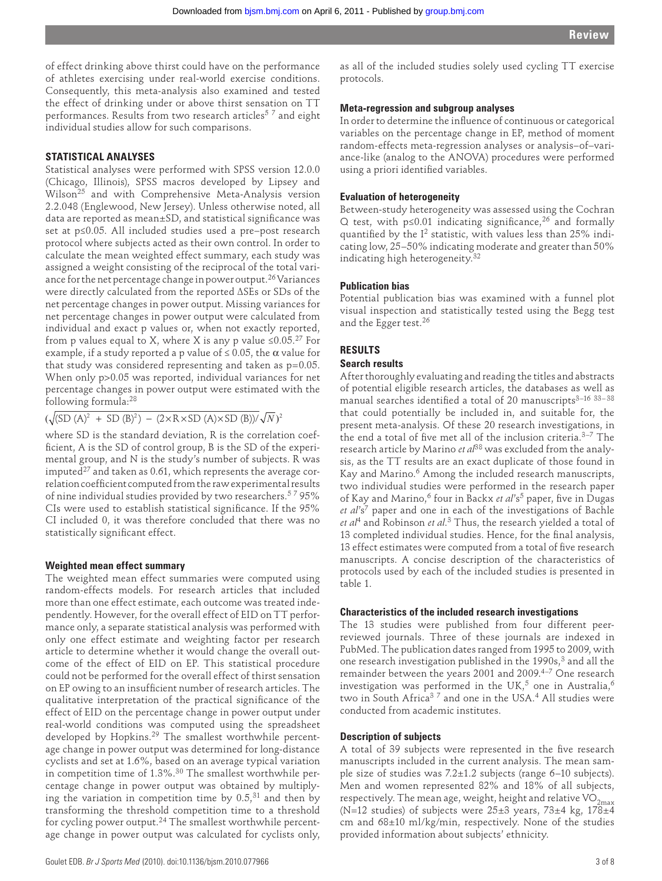of effect drinking above thirst could have on the performance of athletes exercising under real-world exercise conditions. Consequently, this meta-analysis also examined and tested the effect of drinking under or above thirst sensation on TT performances. Results from two research articles[5 7] and eight individual studies allow for such comparisons.

## STATISTICAL ANALYSES

Statistical analyses were performed with SPSS version 12.0.0 (Chicago, Illinois), SPSS macros developed by Lipsey and Wilson[25] and with Comprehensive Meta-Analysis version 2.2.048 (Englewood, New Jersey). Unless otherwise noted, all data are reported as mean±SD, and statistical significance was set at p≤0.05. All included studies used a pre–post research protocol where subjects acted as their own control. In order to calculate the mean weighted effect summary, each study was assigned a weight consisting of the reciprocal of the total variance for the net percentage change in power output.[26] Variances were directly calculated from the reported ΔSEs or SDs of the net percentage changes in power output. Missing variances for net percentage changes in power output were calculated from individual and exact p values or, when not exactly reported, from p values equal to X, where X is any p value ≤0.05.[27] For example, if a study reported a p value of ≤ 0.05, the α value for that study was considered representing and taken as p=0.05. When only p>0.05 was reported, individual variances for net percentage changes in power output were estimated with the following formula:[28]

$$\left(\sqrt{(\mathrm{SD}\ (A)^2 + \mathrm{SD}\ (B)^2) - (2\times R\times \mathrm{SD}\ (A)\times \mathrm{SD}\ (B))}/\sqrt{N}\right)^2$$

where SD is the standard deviation, R is the correlation coefficient, A is the SD of control group, B is the SD of the experimental group, and N is the study's number of subjects. R was imputed[27] and taken as 0.61, which represents the average correlation coefficient computed from the raw experimental results of nine individual studies provided by two researchers.[5 7] 95% CIs were used to establish statistical significance. If the 95% CI included 0, it was therefore concluded that there was no statistically significant effect.

### Weighted mean effect summary

The weighted mean effect summaries were computed using random-effects models. For research articles that included more than one effect estimate, each outcome was treated independently. However, for the overall effect of EID on TT performance only, a separate statistical analysis was performed with only one effect estimate and weighting factor per research article to determine whether it would change the overall outcome of the effect of EID on EP. This statistical procedure could not be performed for the overall effect of thirst sensation on EP owing to an insufficient number of research articles. The qualitative interpretation of the practical significance of the effect of EID on the percentage change in power output under real-world conditions was computed using the spreadsheet developed by Hopkins.[29] The smallest worthwhile percentage change in power output was determined for long-distance cyclists and set at 1.6%, based on an average typical variation in competition time of 1.3%.[30] The smallest worthwhile percentage change in power output was obtained by multiplying the variation in competition time by 0.5,[31] and then by transforming the threshold competition time to a threshold for cycling power output.[24] The smallest worthwhile percentage change in power output was calculated for cyclists only, as all of the included studies solely used cycling TT exercise protocols.

### Meta-regression and subgroup analyses

In order to determine the influence of continuous or categorical variables on the percentage change in EP, method of moment random-effects meta-regression analyses or analysis–of–variance-like (analog to the ANOVA) procedures were performed using a priori identified variables.

### Evaluation of heterogeneity

Between-study heterogeneity was assessed using the Cochran Q test, with p≤0.01 indicating significance,[26] and formally quantified by the $I^2$ statistic, with values less than 25% indicating low, 25–50% indicating moderate and greater than 50% indicating high heterogeneity.[32]

### Publication bias

Potential publication bias was examined with a funnel plot visual inspection and statistically tested using the Begg test and the Egger test.[26]

## RESULTS

### Search results

After thoroughly evaluating and reading the titles and abstracts of potential eligible research articles, the databases as well as manual searches identified a total of 20 manuscripts[3–16 33–38] that could potentially be included in, and suitable for, the present meta-analysis. Of these 20 research investigations, in the end a total of five met all of the inclusion criteria.[3–7] The research article by Marino *et al*[38] was excluded from the analysis, as the TT results are an exact duplicate of those found in Kay and Marino.[6] Among the included research manuscripts, two individual studies were performed in the research paper of Kay and Marino,[6] four in Backx *et al*'s[5] paper, five in Dugas *et al*'s[7] paper and one in each of the investigations of Bachle *et al*[4] and Robinson *et al*.[3] Thus, the research yielded a total of 13 completed individual studies. Hence, for the final analysis, 13 effect estimates were computed from a total of five research manuscripts. A concise description of the characteristics of protocols used by each of the included studies is presented in table 1.

### Characteristics of the included research investigations

The 13 studies were published from four different peer-reviewed journals. Three of these journals are indexed in PubMed. The publication dates ranged from 1995 to 2009, with one research investigation published in the 1990s,[3] and all the remainder between the years 2001 and 2009.[4–7] One research investigation was performed in the UK,[5] one in Australia,[6] two in South Africa[3 7] and one in the USA.[4] All studies were conducted from academic institutes.

### Description of subjects

A total of 39 subjects were represented in the five research manuscripts included in the current analysis. The mean sample size of studies was 7.2±1.2 subjects (range 6–10 subjects). Men and women represented 82% and 18% of all subjects, respectively. The mean age, weight, height and relative $VO_{2max}$ (N=12 studies) of subjects were 25±3 years, 73±4 kg, 178±4 cm and 68±10 ml/kg/min, respectively. None of the studies provided information about subjects' ethnicity.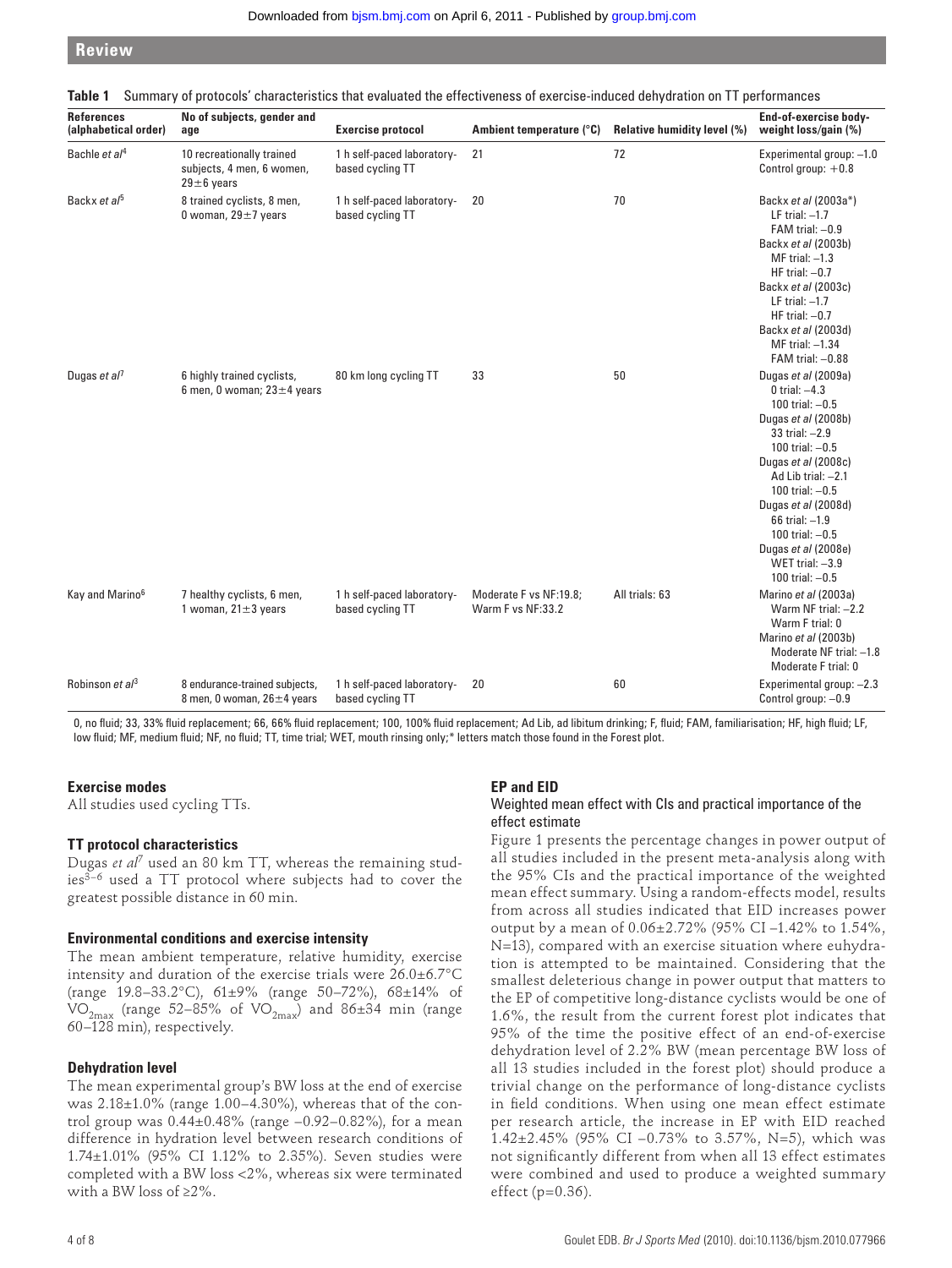**Table 1** Summary of protocols' characteristics that evaluated the effectiveness of exercise-induced dehydration on TT performances

| References (alphabetical order) | No of subjects, gender and age | Exercise protocol | Ambient temperature (°C) | Relative humidity level (%) | End-of-exercise body-weight loss/gain (%) |
|---|---|---|---|---|---|
| Bachle *et al*[4] | 10 recreationally trained subjects, 4 men, 6 women, 29±6 years | 1 h self-paced laboratory-based cycling TT | 21 | 72 | Experimental group: −1.0<br>Control group: +0.8 |
| Backx *et al*[5] | 8 trained cyclists, 8 men, 0 woman, 29±7 years | 1 h self-paced laboratory-based cycling TT | 20 | 70 | Backx *et al* (2003a*)<br>LF trial: −1.7<br>FAM trial: −0.9<br>Backx *et al* (2003b)<br>MF trial: −1.3<br>HF trial: −0.7<br>Backx *et al* (2003c)<br>LF trial: −1.7<br>HF trial: −0.7<br>Backx *et al* (2003d)<br>MF trial: −1.34<br>FAM trial: −0.88 |
| Dugas *et al*[7] | 6 highly trained cyclists, 6 men, 0 woman; 23±4 years | 80 km long cycling TT | 33 | 50 | Dugas *et al* (2009a)<br>0 trial: −4.3<br>100 trial: −0.5<br>Dugas *et al* (2008b)<br>33 trial: −2.9<br>100 trial: −0.5<br>Dugas *et al* (2008c)<br>Ad Lib trial: −2.1<br>100 trial: −0.5<br>Dugas *et al* (2008d)<br>66 trial: −1.9<br>100 trial: −0.5<br>Dugas *et al* (2008e)<br>WET trial: −3.9<br>100 trial: −0.5 |
| Kay and Marino[6] | 7 healthy cyclists, 6 men, 1 woman, 21±3 years | 1 h self-paced laboratory-based cycling TT | Moderate F vs NF:19.8; Warm F vs NF:33.2 | All trials: 63 | Marino *et al* (2003a)<br>Warm NF trial: −2.2<br>Warm F trial: 0<br>Marino *et al* (2003b)<br>Moderate NF trial: −1.8<br>Moderate F trial: 0 |
| Robinson *et al*[3] | 8 endurance-trained subjects, 8 men, 0 woman, 26±4 years | 1 h self-paced laboratory-based cycling TT | 20 | 60 | Experimental group: −2.3<br>Control group: −0.9 |

0, no fluid; 33, 33% fluid replacement; 66, 66% fluid replacement; 100, 100% fluid replacement; Ad Lib, ad libitum drinking; F, fluid; FAM, familiarisation; HF, high fluid; LF, low fluid; MF, medium fluid; NF, no fluid; TT, time trial; WET, mouth rinsing only;* letters match those found in the Forest plot.

### Exercise modes

All studies used cycling TTs.

### TT protocol characteristics

Dugas *et al*[7] used an 80 km TT, whereas the remaining studies[3–6] used a TT protocol where subjects had to cover the greatest possible distance in 60 min.

### Environmental conditions and exercise intensity

The mean ambient temperature, relative humidity, exercise intensity and duration of the exercise trials were 26.0±6.7°C (range 19.8–33.2°C), 61±9% (range 50–72%), 68±14% of $VO_{2max}$ (range 52–85% of $VO_{2max}$) and 86±34 min (range 60–128 min), respectively.

### Dehydration level

The mean experimental group's BW loss at the end of exercise was 2.18±1.0% (range 1.00–4.30%), whereas that of the control group was 0.44±0.48% (range −0.92–0.82%), for a mean difference in hydration level between research conditions of 1.74±1.01% (95% CI 1.12% to 2.35%). Seven studies were completed with a BW loss <2%, whereas six were terminated with a BW loss of ≥2%.

### EP and EID

#### Weighted mean effect with CIs and practical importance of the effect estimate

Figure 1 presents the percentage changes in power output of all studies included in the present meta-analysis along with the 95% CIs and the practical importance of the weighted mean effect summary. Using a random-effects model, results from across all studies indicated that EID increases power output by a mean of 0.06±2.72% (95% CI −1.42% to 1.54%, N=13), compared with an exercise situation where euhydration is attempted to be maintained. Considering that the smallest deleterious change in power output that matters to the EP of competitive long-distance cyclists would be one of 1.6%, the result from the current forest plot indicates that 95% of the time the positive effect of an end-of-exercise dehydration level of 2.2% BW (mean percentage BW loss of all 13 studies included in the forest plot) should produce a trivial change on the performance of long-distance cyclists in field conditions. When using one mean effect estimate per research article, the increase in EP with EID reached 1.42±2.45% (95% CI −0.73% to 3.57%, N=5), which was not significantly different from when all 13 effect estimates were combined and used to produce a weighted summary effect (p=0.36).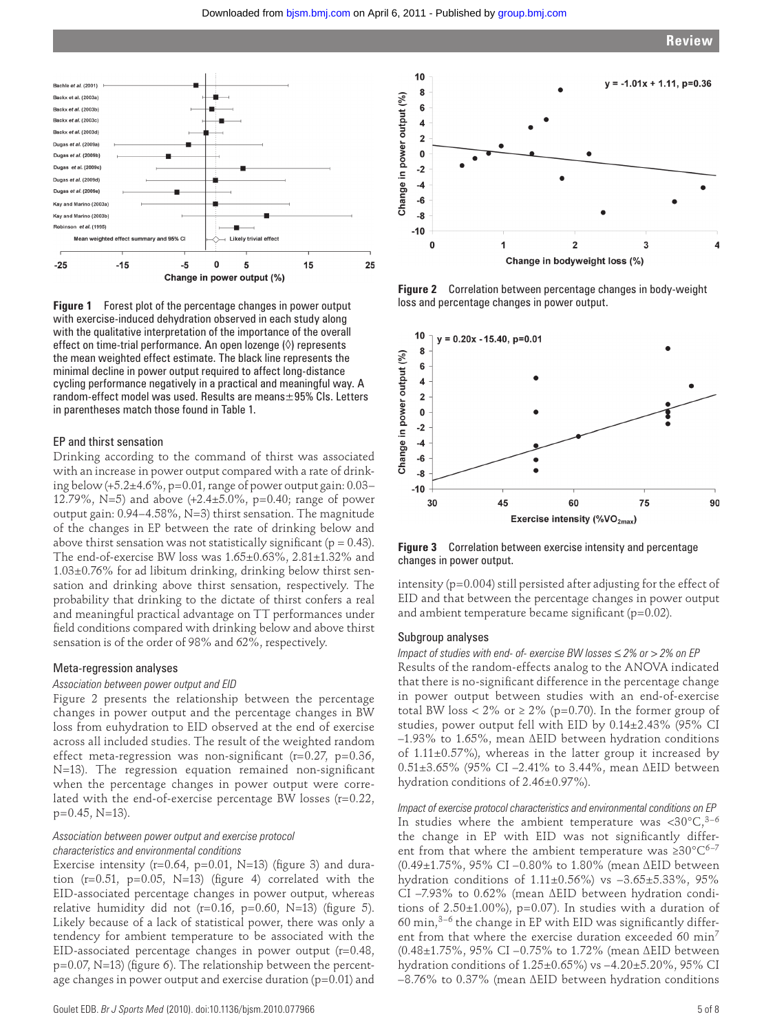Figure 1 Forest plot of the percentage changes in power output with exercise-induced dehydration observed in each study along with the qualitative interpretation of the importance of the overall effect on time-trial performance. An open lozenge (◊) represents the mean weighted effect estimate. The black line represents the minimal decline in power output required to affect long-distance cycling performance negatively in a practical and meaningful way. A random-effect model was used. Results are means±95% CIs. Letters in parentheses match those found in Table 1.

### EP and thirst sensation

Drinking according to the command of thirst was associated with an increase in power output compared with a rate of drinking below (+5.2±4.6%, p=0.01, range of power output gain: 0.03–12.79%, N=5) and above (+2.4±5.0%, p=0.40; range of power output gain: 0.94–4.58%, N=3) thirst sensation. The magnitude of the changes in EP between the rate of drinking below and above thirst sensation was not statistically significant (p = 0.43). The end-of-exercise BW loss was 1.65±0.63%, 2.81±1.32% and 1.03±0.76% for ad libitum drinking, drinking below thirst sensation and drinking above thirst sensation, respectively. The probability that drinking to the dictate of thirst confers a real and meaningful practical advantage on TT performances under field conditions compared with drinking below and above thirst sensation is of the order of 98% and 62%, respectively.

### Meta-regression analyses

*Association between power output and EID*

Figure 2 presents the relationship between the percentage changes in power output and the percentage changes in BW loss from euhydration to EID observed at the end of exercise across all included studies. The result of the weighted random effect meta-regression was non-significant (r=0.27, p=0.36, N=13). The regression equation remained non-significant when the percentage changes in power output were correlated with the end-of-exercise percentage BW losses (r=0.22, p=0.45, N=13).

*Association between power output and exercise protocol characteristics and environmental conditions*

Exercise intensity (r=0.64, p=0.01, N=13) (figure 3) and duration (r=0.51, p=0.05, N=13) (figure 4) correlated with the EID-associated percentage changes in power output, whereas relative humidity did not (r=0.16, p=0.60, N=13) (figure 5). Likely because of a lack of statistical power, there was only a tendency for ambient temperature to be associated with the EID-associated percentage changes in power output (r=0.48, p=0.07, N=13) (figure 6). The relationship between the percentage changes in power output and exercise duration (p=0.01) and

Figure 2 Correlation between percentage changes in body-weight loss and percentage changes in power output.

Figure 3 Correlation between exercise intensity and percentage changes in power output.

intensity (p=0.004) still persisted after adjusting for the effect of EID and that between the percentage changes in power output and ambient temperature became significant (p=0.02).

### Subgroup analyses

*Impact of studies with end- of- exercise BW losses ≤ 2% or > 2% on EP*

Results of the random-effects analog to the ANOVA indicated that there is no-significant difference in the percentage change in power output between studies with an end-of-exercise total BW loss < 2% or ≥ 2% (p=0.70). In the former group of studies, power output fell with EID by 0.14±2.43% (95% CI –1.93% to 1.65%, mean ΔEID between hydration conditions of 1.11±0.57%), whereas in the latter group it increased by 0.51±3.65% (95% CI –2.41% to 3.44%, mean ΔEID between hydration conditions of 2.46±0.97%).

*Impact of exercise protocol characteristics and environmental conditions on EP*

In studies where the ambient temperature was <30°C,[3–6] the change in EP with EID was not significantly different from that where the ambient temperature was ≥30°C[6–7] (0.49±1.75%, 95% CI –0.80% to 1.80% (mean ΔEID between hydration conditions of 1.11±0.56%) vs –3.65±5.33%, 95% CI –7.93% to 0.62% (mean ΔEID between hydration conditions of 2.50±1.00%), p=0.07). In studies with a duration of 60 min,[3–6] the change in EP with EID was significantly different from that where the exercise duration exceeded 60 min[7] (0.48±1.75%, 95% CI –0.75% to 1.72% (mean ΔEID between hydration conditions of 1.25±0.65%) vs –4.20±5.20%, 95% CI –8.76% to 0.37% (mean ΔEID between hydration conditions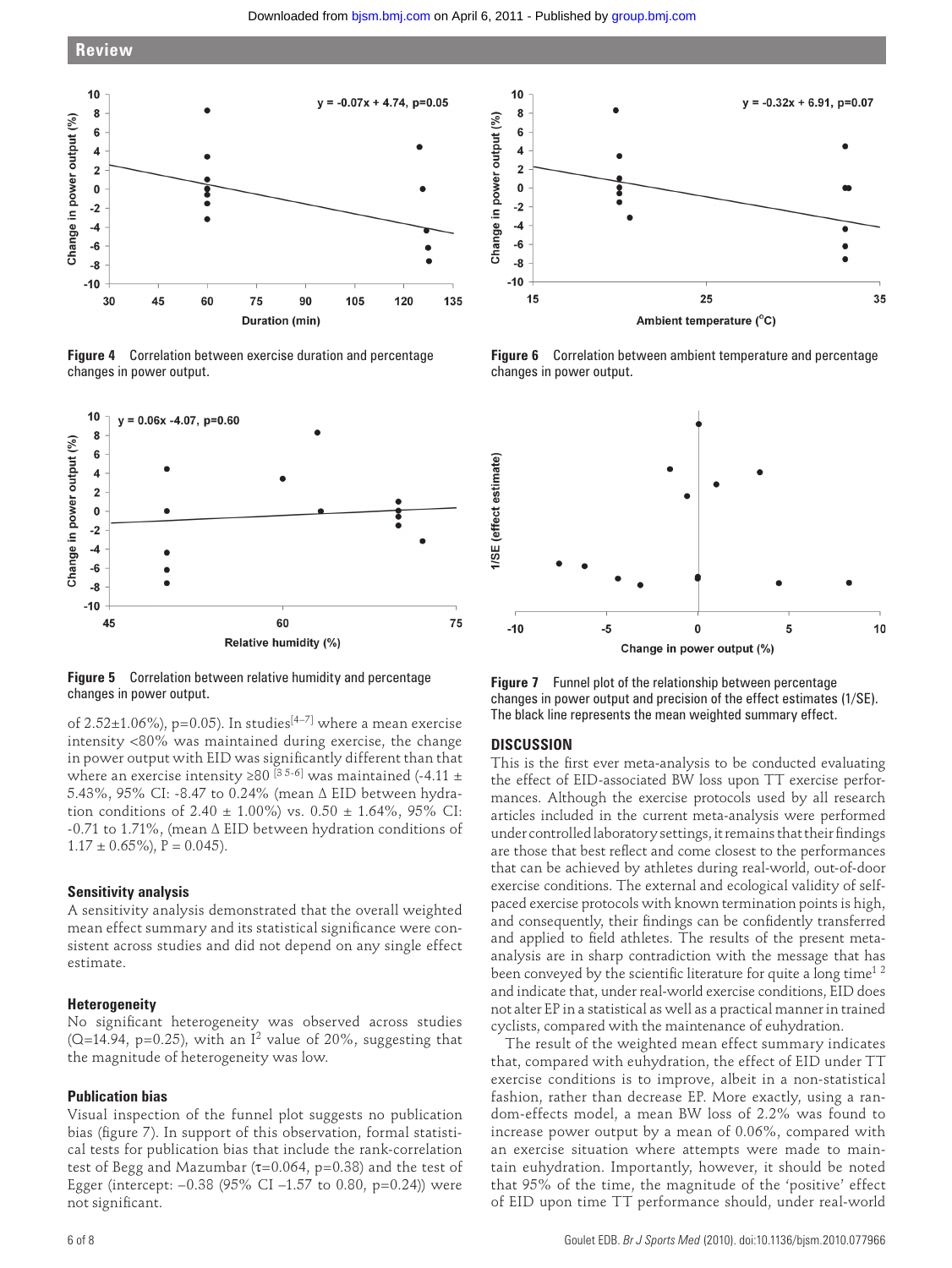Figure 4 Correlation between exercise duration and percentage changes in power output.

Figure 6 Correlation between ambient temperature and percentage changes in power output.

Figure 5 Correlation between relative humidity and percentage changes in power output.

Figure 7 Funnel plot of the relationship between percentage changes in power output and precision of the effect estimates (1/SE). The black line represents the mean weighted summary effect.

of 2.52±1.06%), p=0.05). In studies[4–7] where a mean exercise intensity <80% was maintained during exercise, the change in power output with EID was significantly different than that where an exercise intensity ≥80 [3 5-6] was maintained (-4.11 ± 5.43%, 95% CI: -8.47 to 0.24% (mean Δ EID between hydration conditions of 2.40 ± 1.00%) vs. 0.50 ± 1.64%, 95% CI: -0.71 to 1.71%, (mean Δ EID between hydration conditions of 1.17 ± 0.65%), P = 0.045).

### Sensitivity analysis

A sensitivity analysis demonstrated that the overall weighted mean effect summary and its statistical significance were consistent across studies and did not depend on any single effect estimate.

### Heterogeneity

No significant heterogeneity was observed across studies (Q=14.94, p=0.25), with an $I^2$ value of 20%, suggesting that the magnitude of heterogeneity was low.

### Publication bias

Visual inspection of the funnel plot suggests no publication bias (figure 7). In support of this observation, formal statistical tests for publication bias that include the rank-correlation test of Begg and Mazumbar (τ=0.064, p=0.38) and the test of Egger (intercept: −0.38 (95% CI −1.57 to 0.80, p=0.24)) were not significant.

## DISCUSSION

This is the first ever meta-analysis to be conducted evaluating the effect of EID-associated BW loss upon TT exercise performances. Although the exercise protocols used by all research articles included in the current meta-analysis were performed under controlled laboratory settings, it remains that their findings are those that best reflect and come closest to the performances that can be achieved by athletes during real-world, out-of-door exercise conditions. The external and ecological validity of self-paced exercise protocols with known termination points is high, and consequently, their findings can be confidently transferred and applied to field athletes. The results of the present meta-analysis are in sharp contradiction with the message that has been conveyed by the scientific literature for quite a long time[1 2] and indicate that, under real-world exercise conditions, EID does not alter EP in a statistical as well as a practical manner in trained cyclists, compared with the maintenance of euhydration.

The result of the weighted mean effect summary indicates that, compared with euhydration, the effect of EID under TT exercise conditions is to improve, albeit in a non-statistical fashion, rather than decrease EP. More exactly, using a random-effects model, a mean BW loss of 2.2% was found to increase power output by a mean of 0.06%, compared with an exercise situation where attempts were made to maintain euhydration. Importantly, however, it should be noted that 95% of the time, the magnitude of the 'positive' effect of EID upon time TT performance should, under real-world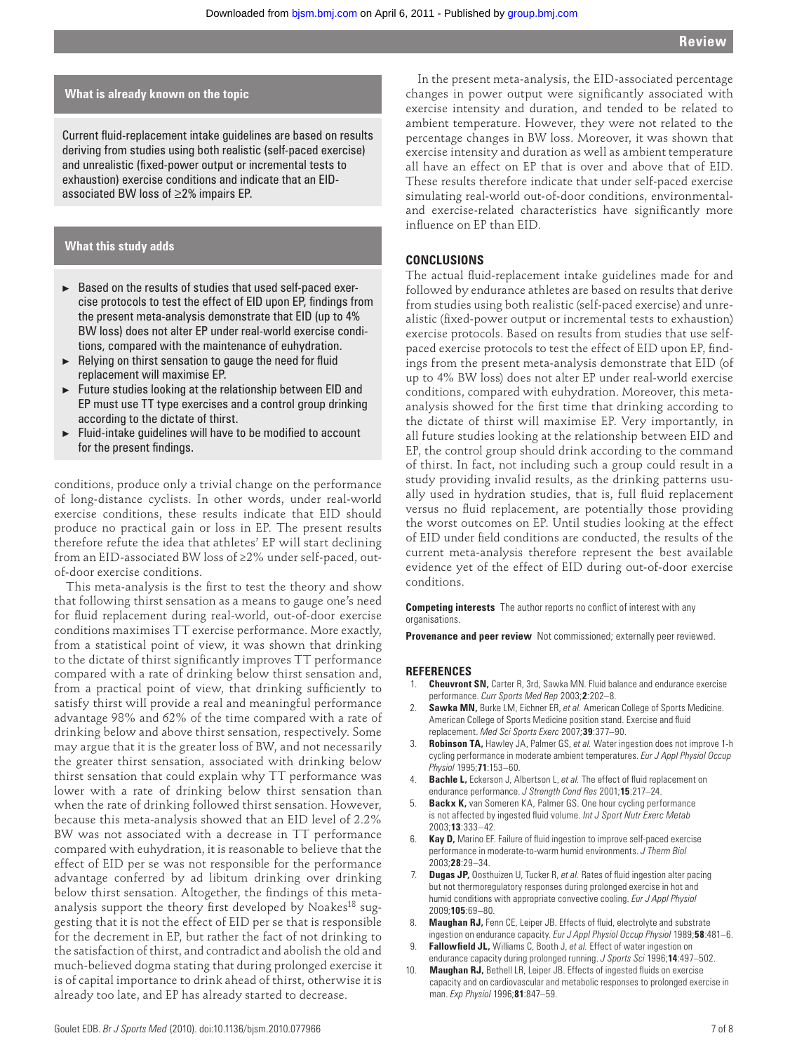## What is already known on the topic

Current fluid-replacement intake guidelines are based on results deriving from studies using both realistic (self-paced exercise) and unrealistic (fixed-power output or incremental tests to exhaustion) exercise conditions and indicate that an EID-associated BW loss of ≥2% impairs EP.

## What this study adds

- Based on the results of studies that used self-paced exercise protocols to test the effect of EID upon EP, findings from the present meta-analysis demonstrate that EID (up to 4% BW loss) does not alter EP under real-world exercise conditions, compared with the maintenance of euhydration.
- Relying on thirst sensation to gauge the need for fluid replacement will maximise EP.
- Future studies looking at the relationship between EID and EP must use TT type exercises and a control group drinking according to the dictate of thirst.
- Fluid-intake guidelines will have to be modified to account for the present findings.

conditions, produce only a trivial change on the performance of long-distance cyclists. In other words, under real-world exercise conditions, these results indicate that EID should produce no practical gain or loss in EP. The present results therefore refute the idea that athletes' EP will start declining from an EID-associated BW loss of ≥2% under self-paced, out-of-door exercise conditions.

This meta-analysis is the first to test the theory and show that following thirst sensation as a means to gauge one's need for fluid replacement during real-world, out-of-door exercise conditions maximises TT exercise performance. More exactly, from a statistical point of view, it was shown that drinking to the dictate of thirst significantly improves TT performance compared with a rate of drinking below thirst sensation and, from a practical point of view, that drinking sufficiently to satisfy thirst will provide a real and meaningful performance advantage 98% and 62% of the time compared with a rate of drinking below and above thirst sensation, respectively. Some may argue that it is the greater loss of BW, and not necessarily the greater thirst sensation, associated with drinking below thirst sensation that could explain why TT performance was lower with a rate of drinking below thirst sensation than when the rate of drinking followed thirst sensation. However, because this meta-analysis showed that an EID level of 2.2% BW was not associated with a decrease in TT performance compared with euhydration, it is reasonable to believe that the effect of EID per se was not responsible for the performance advantage conferred by ad libitum drinking over drinking below thirst sensation. Altogether, the findings of this meta-analysis support the theory first developed by Noakes[18] suggesting that it is not the effect of EID per se that is responsible for the decrement in EP, but rather the fact of not drinking to the satisfaction of thirst, and contradict and abolish the old and much-believed dogma stating that during prolonged exercise it is of capital importance to drink ahead of thirst, otherwise it is already too late, and EP has already started to decrease.

In the present meta-analysis, the EID-associated percentage changes in power output were significantly associated with exercise intensity and duration, and tended to be related to ambient temperature. However, they were not related to the percentage changes in BW loss. Moreover, it was shown that exercise intensity and duration as well as ambient temperature all have an effect on EP that is over and above that of EID. These results therefore indicate that under self-paced exercise simulating real-world out-of-door conditions, environmental- and exercise-related characteristics have significantly more influence on EP than EID.

## CONCLUSIONS

The actual fluid-replacement intake guidelines made for and followed by endurance athletes are based on results that derive from studies using both realistic (self-paced exercise) and unrealistic (fixed-power output or incremental tests to exhaustion) exercise protocols. Based on results from studies that use self-paced exercise protocols to test the effect of EID upon EP, findings from the present meta-analysis demonstrate that EID (of up to 4% BW loss) does not alter EP under real-world exercise conditions, compared with euhydration. Moreover, this meta-analysis showed for the first time that drinking according to the dictate of thirst will maximise EP. Very importantly, in all future studies looking at the relationship between EID and EP, the control group should drink according to the command of thirst. In fact, not including such a group could result in a study providing invalid results, as the drinking patterns usually used in hydration studies, that is, full fluid replacement versus no fluid replacement, are potentially those providing the worst outcomes on EP. Until studies looking at the effect of EID under field conditions are conducted, the results of the current meta-analysis therefore represent the best available evidence yet of the effect of EID during out-of-door exercise conditions.

**Competing interests** The author reports no conflict of interest with any organisations.

**Provenance and peer review** Not commissioned; externally peer reviewed.

## REFERENCES

1. **Cheuvront SN,** Carter R, 3rd, Sawka MN. Fluid balance and endurance exercise performance. *Curr Sports Med Rep* 2003;**2**:202–8.
2. **Sawka MN,** Burke LM, Eichner ER, *et al.* American College of Sports Medicine. American College of Sports Medicine position stand. Exercise and fluid replacement. *Med Sci Sports Exerc* 2007;**39**:377–90.
3. **Robinson TA,** Hawley JA, Palmer GS, *et al.* Water ingestion does not improve 1-h cycling performance in moderate ambient temperatures. *Eur J Appl Physiol Occup Physiol* 1995;**71**:153–60.
4. **Bachle L,** Eckerson J, Albertson L, *et al.* The effect of fluid replacement on endurance performance. *J Strength Cond Res* 2001;**15**:217–24.
5. **Backx K,** van Someren KA, Palmer GS. One hour cycling performance is not affected by ingested fluid volume. *Int J Sport Nutr Exerc Metab* 2003;**13**:333–42.
6. **Kay D,** Marino EF. Failure of fluid ingestion to improve self-paced exercise performance in moderate-to-warm humid environments. *J Therm Biol* 2003;**28**:29–34.
7. **Dugas JP,** Oosthuizen U, Tucker R, *et al.* Rates of fluid ingestion alter pacing but not thermoregulatory responses during prolonged exercise in hot and humid conditions with appropriate convective cooling. *Eur J Appl Physiol* 2009;**105**:69–80.
8. **Maughan RJ,** Fenn CE, Leiper JB. Effects of fluid, electrolyte and substrate ingestion on endurance capacity. *Eur J Appl Physiol Occup Physiol* 1989;**58**:481–6.
9. **Fallowfield JL,** Williams C, Booth J, *et al.* Effect of water ingestion on endurance capacity during prolonged running. *J Sports Sci* 1996;**14**:497–502.
10. **Maughan RJ,** Bethell LR, Leiper JB. Effects of ingested fluids on exercise capacity and on cardiovascular and metabolic responses to prolonged exercise in man. *Exp Physiol* 1996;**81**:847–59.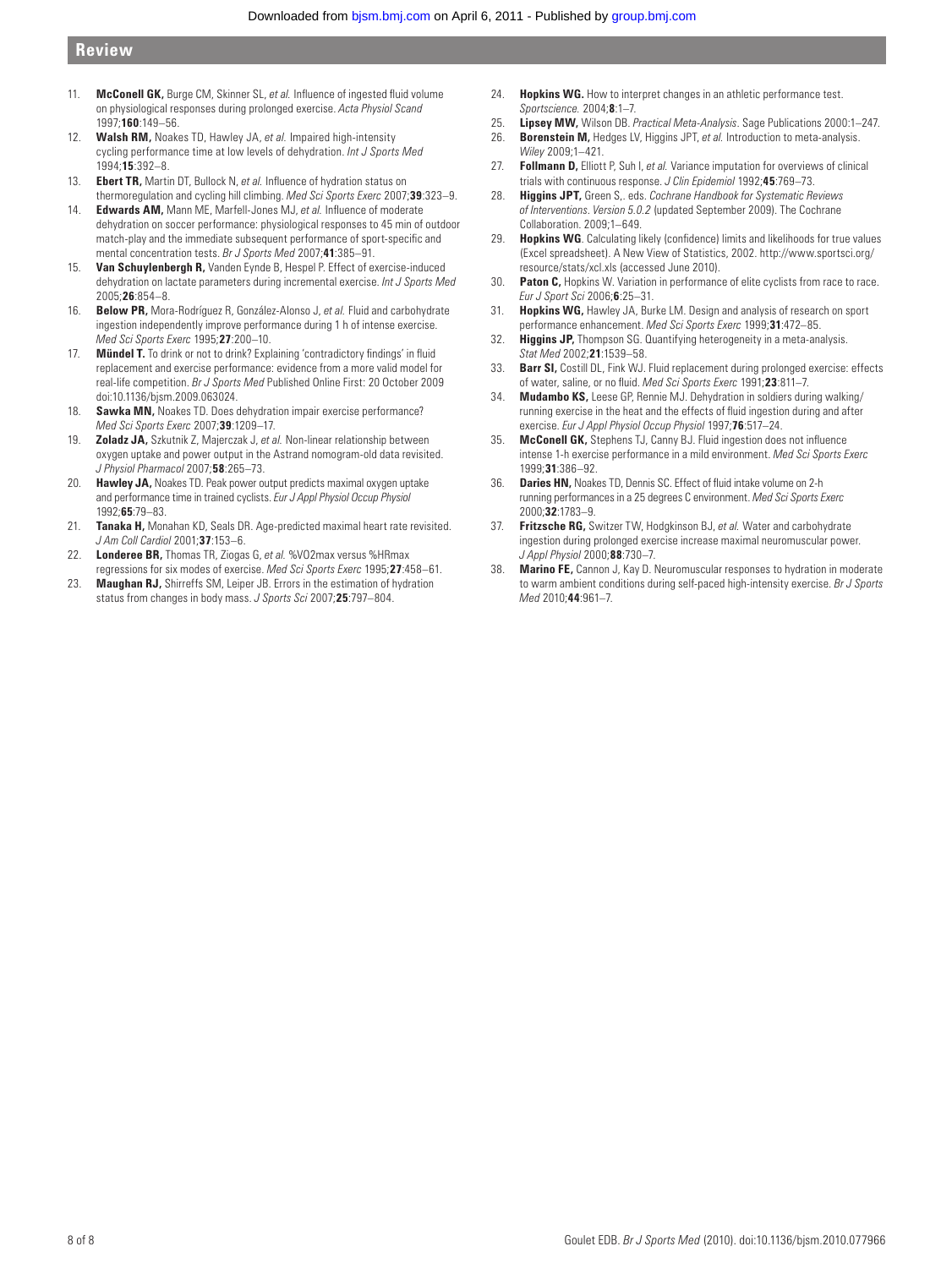11. **McConell GK,** Burge CM, Skinner SL, *et al.* Influence of ingested fluid volume on physiological responses during prolonged exercise. *Acta Physiol Scand* 1997;**160**:149–56.
12. **Walsh RM,** Noakes TD, Hawley JA, *et al.* Impaired high-intensity cycling performance time at low levels of dehydration. *Int J Sports Med* 1994;**15**:392–8.
13. **Ebert TR,** Martin DT, Bullock N, *et al.* Influence of hydration status on thermoregulation and cycling hill climbing. *Med Sci Sports Exerc* 2007;**39**:323–9.
14. **Edwards AM,** Mann ME, Marfell-Jones MJ, *et al.* Influence of moderate dehydration on soccer performance: physiological responses to 45 min of outdoor match-play and the immediate subsequent performance of sport-specific and mental concentration tests. *Br J Sports Med* 2007;**41**:385–91.
15. **Van Schuylenbergh R,** Vanden Eynde B, Hespel P. Effect of exercise-induced dehydration on lactate parameters during incremental exercise. *Int J Sports Med* 2005;**26**:854–8.
16. **Below PR,** Mora-Rodríguez R, González-Alonso J, *et al.* Fluid and carbohydrate ingestion independently improve performance during 1 h of intense exercise. *Med Sci Sports Exerc* 1995;**27**:200–10.
17. **Mündel T.** To drink or not to drink? Explaining 'contradictory findings' in fluid replacement and exercise performance: evidence from a more valid model for real-life competition. *Br J Sports Med* Published Online First: 20 October 2009 doi:10.1136/bjsm.2009.063024.
18. **Sawka MN,** Noakes TD. Does dehydration impair exercise performance? *Med Sci Sports Exerc* 2007;**39**:1209–17.
19. **Zoladz JA,** Szkutnik Z, Majerczak J, *et al.* Non-linear relationship between oxygen uptake and power output in the Astrand nomogram-old data revisited. *J Physiol Pharmacol* 2007;**58**:265–73.
20. **Hawley JA,** Noakes TD. Peak power output predicts maximal oxygen uptake and performance time in trained cyclists. *Eur J Appl Physiol Occup Physiol* 1992;**65**:79–83.
21. **Tanaka H,** Monahan KD, Seals DR. Age-predicted maximal heart rate revisited. *J Am Coll Cardiol* 2001;**37**:153–6.
22. **Londeree BR,** Thomas TR, Ziogas G, *et al.* %VO2max versus %HRmax regressions for six modes of exercise. *Med Sci Sports Exerc* 1995;**27**:458–61.
23. **Maughan RJ,** Shirreffs SM, Leiper JB. Errors in the estimation of hydration status from changes in body mass. *J Sports Sci* 2007;**25**:797–804.
24. **Hopkins WG.** How to interpret changes in an athletic performance test. *Sportscience.* 2004;**8**:1–7.
25. **Lipsey MW,** Wilson DB. *Practical Meta-Analysis*. Sage Publications 2000:1–247.
26. **Borenstein M,** Hedges LV, Higgins JPT, *et al.* Introduction to meta-analysis. *Wiley* 2009;1–421.
27. **Follmann D,** Elliott P, Suh I, *et al.* Variance imputation for overviews of clinical trials with continuous response. *J Clin Epidemiol* 1992;**45**:769–73.
28. **Higgins JPT,** Green S,. eds. *Cochrane Handbook for Systematic Reviews of Interventions*. *Version 5.0.2* (updated September 2009). The Cochrane Collaboration. 2009;1–649.
29. **Hopkins WG**. Calculating likely (confidence) limits and likelihoods for true values (Excel spreadsheet). A New View of Statistics, 2002. http://www.sportsci.org/resource/stats/xcl.xls (accessed June 2010).
30. **Paton C,** Hopkins W. Variation in performance of elite cyclists from race to race. *Eur J Sport Sci* 2006;**6**:25–31.
31. **Hopkins WG,** Hawley JA, Burke LM. Design and analysis of research on sport performance enhancement. *Med Sci Sports Exerc* 1999;**31**:472–85.
32. **Higgins JP,** Thompson SG. Quantifying heterogeneity in a meta-analysis. *Stat Med* 2002;**21**:1539–58.
33. **Barr SI,** Costill DL, Fink WJ. Fluid replacement during prolonged exercise: effects of water, saline, or no fluid. *Med Sci Sports Exerc* 1991;**23**:811–7.
34. **Mudambo KS,** Leese GP, Rennie MJ. Dehydration in soldiers during walking/running exercise in the heat and the effects of fluid ingestion during and after exercise. *Eur J Appl Physiol Occup Physiol* 1997;**76**:517–24.
35. **McConell GK,** Stephens TJ, Canny BJ. Fluid ingestion does not influence intense 1-h exercise performance in a mild environment. *Med Sci Sports Exerc* 1999;**31**:386–92.
36. **Daries HN,** Noakes TD, Dennis SC. Effect of fluid intake volume on 2-h running performances in a 25 degrees C environment. *Med Sci Sports Exerc* 2000;**32**:1783–9.
37. **Fritzsche RG,** Switzer TW, Hodgkinson BJ, *et al.* Water and carbohydrate ingestion during prolonged exercise increase maximal neuromuscular power. *J Appl Physiol* 2000;**88**:730–7.
38. **Marino FE,** Cannon J, Kay D. Neuromuscular responses to hydration in moderate to warm ambient conditions during self-paced high-intensity exercise. *Br J Sports Med* 2010;**44**:961–7.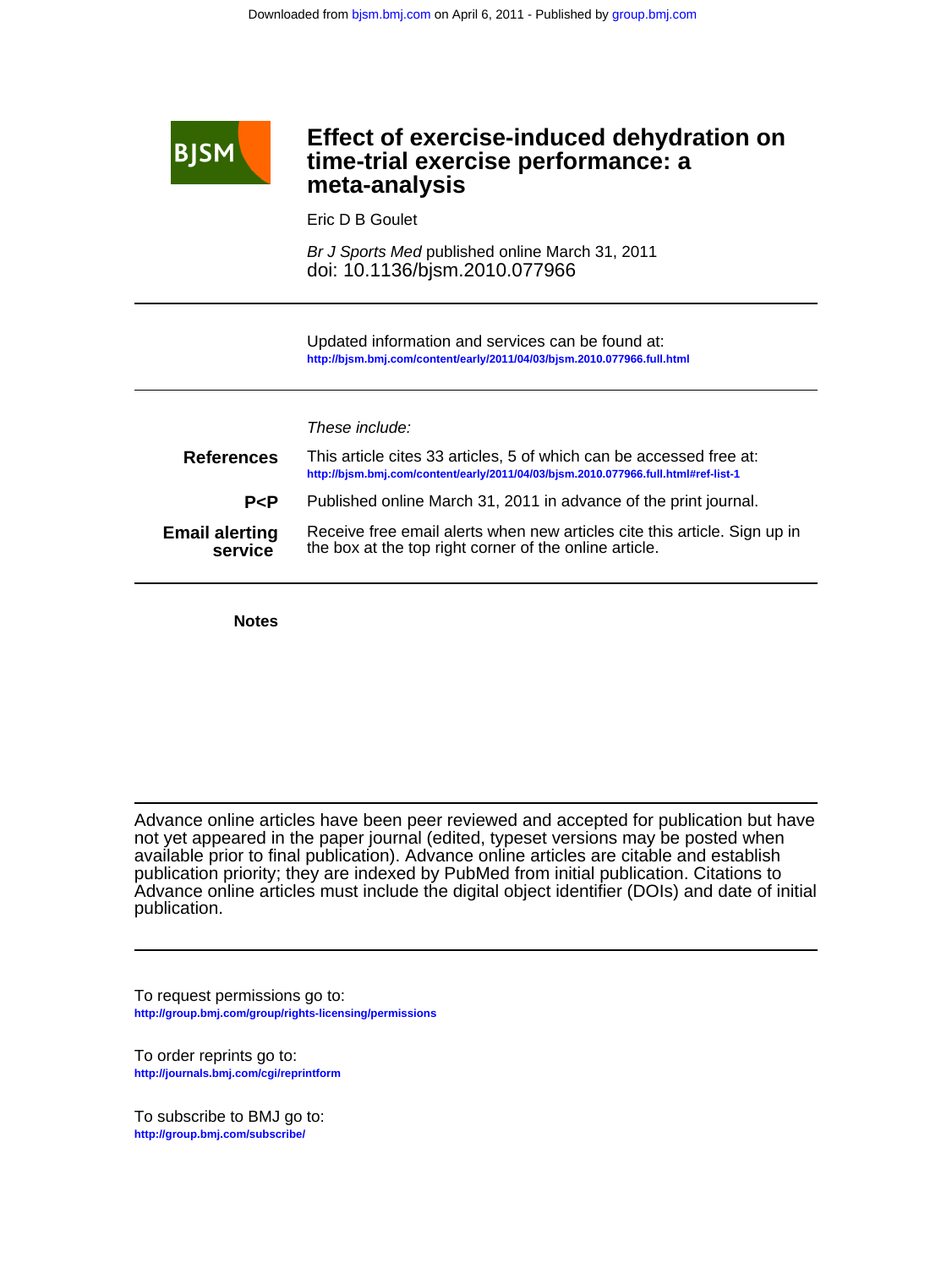Downloaded from bjsm.bmj.com on April 6, 2011 - Published by group.bmj.com

BJSM

# Effect of exercise-induced dehydration on time-trial exercise performance: a meta-analysis

Eric D B Goulet

*Br J Sports Med* published online March 31, 2011
doi: 10.1136/bjsm.2010.077966

Updated information and services can be found at:
http://bjsm.bmj.com/content/early/2011/04/03/bjsm.2010.077966.full.html

*These include:*

**References** This article cites 33 articles, 5 of which can be accessed free at:
http://bjsm.bmj.com/content/early/2011/04/03/bjsm.2010.077966.full.html#ref-list-1

**P<P** Published online March 31, 2011 in advance of the print journal.

**Email alerting service** Receive free email alerts when new articles cite this article. Sign up in the box at the top right corner of the online article.

**Notes**

Advance online articles have been peer reviewed and accepted for publication but have not yet appeared in the paper journal (edited, typeset versions may be posted when available prior to final publication). Advance online articles are citable and establish publication priority; they are indexed by PubMed from initial publication. Citations to Advance online articles must include the digital object identifier (DOIs) and date of initial publication.

To request permissions go to:
http://group.bmj.com/group/rights-licensing/permissions

To order reprints go to:
http://journals.bmj.com/cgi/reprintform

To subscribe to BMJ go to:
http://group.bmj.com/subscribe/